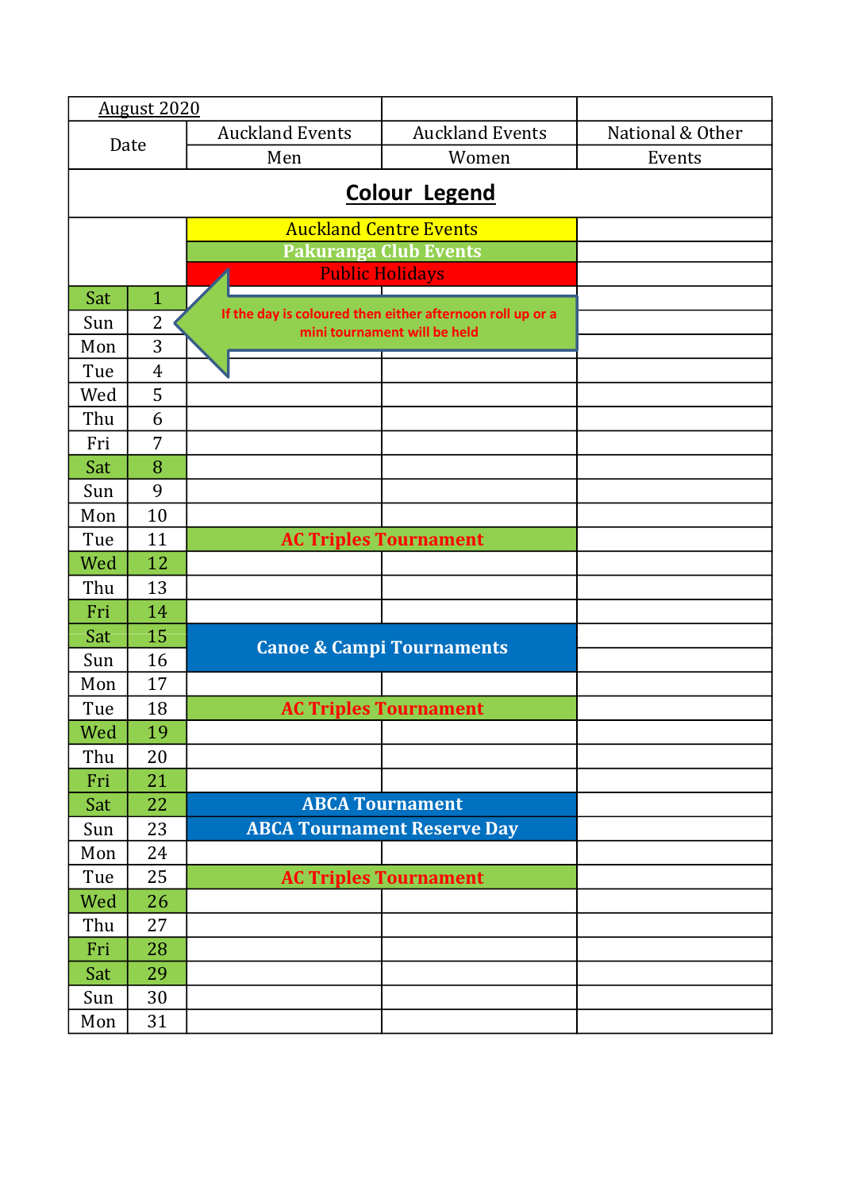| August 2020 | | | | |
|---|---|---|---|---|
| Date | | Auckland Events Men | Auckland Events Women | National & Other Events |

## Colour Legend

- Auckland Centre Events
- Pakuranga Club Events
- Public Holidays

If the day is coloured then either afternoon roll up or a mini tournament will be held

| Day | Date | Auckland Events Men | Auckland Events Women | National & Other Events |
|---|---|---|---|---|
| Sat | 1 | | | |
| Sun | 2 | | | |
| Mon | 3 | | | |
| Tue | 4 | | | |
| Wed | 5 | | | |
| Thu | 6 | | | |
| Fri | 7 | | | |
| Sat | 8 | | | |
| Sun | 9 | | | |
| Mon | 10 | | | |
| Tue | 11 | AC Triples Tournament | | |
| Wed | 12 | | | |
| Thu | 13 | | | |
| Fri | 14 | | | |
| Sat | 15 | Canoe & Campi Tournaments | | |
| Sun | 16 | Canoe & Campi Tournaments | | |
| Mon | 17 | | | |
| Tue | 18 | AC Triples Tournament | | |
| Wed | 19 | | | |
| Thu | 20 | | | |
| Fri | 21 | | | |
| Sat | 22 | ABCA Tournament | | |
| Sun | 23 | ABCA Tournament Reserve Day | | |
| Mon | 24 | | | |
| Tue | 25 | AC Triples Tournament | | |
| Wed | 26 | | | |
| Thu | 27 | | | |
| Fri | 28 | | | |
| Sat | 29 | | | |
| Sun | 30 | | | |
| Mon | 31 | | | |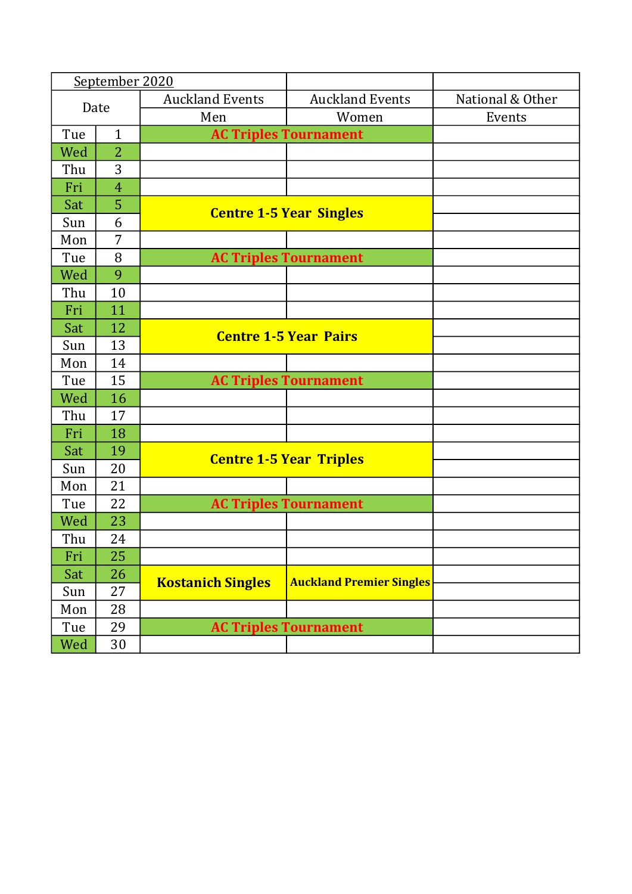| September 2020 | | | | |
|---|---|---|---|---|
| Date | | Auckland Events Men | Auckland Events Women | National & Other Events |
| Tue | 1 | AC Triples Tournament | | |
| Wed | 2 | | | |
| Thu | 3 | | | |
| Fri | 4 | | | |
| Sat | 5 | Centre 1-5 Year Singles | | |
| Sun | 6 | | | |
| Mon | 7 | | | |
| Tue | 8 | AC Triples Tournament | | |
| Wed | 9 | | | |
| Thu | 10 | | | |
| Fri | 11 | | | |
| Sat | 12 | Centre 1-5 Year Pairs | | |
| Sun | 13 | | | |
| Mon | 14 | | | |
| Tue | 15 | AC Triples Tournament | | |
| Wed | 16 | | | |
| Thu | 17 | | | |
| Fri | 18 | | | |
| Sat | 19 | Centre 1-5 Year Triples | | |
| Sun | 20 | | | |
| Mon | 21 | | | |
| Tue | 22 | AC Triples Tournament | | |
| Wed | 23 | | | |
| Thu | 24 | | | |
| Fri | 25 | | | |
| Sat | 26 | Kostanich Singles | Auckland Premier Singles | |
| Sun | 27 | | | |
| Mon | 28 | | | |
| Tue | 29 | AC Triples Tournament | | |
| Wed | 30 | | | |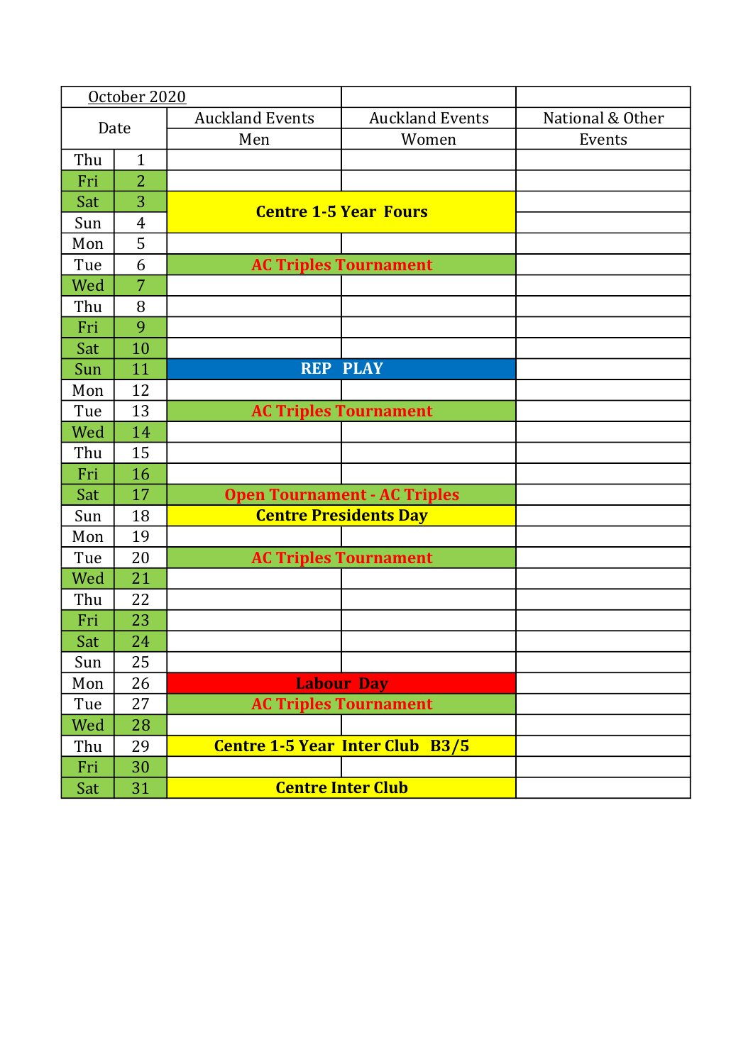| October 2020 | | | | |
|---|---|---|---|---|
| Date | | Auckland Events Men | Auckland Events Women | National & Other Events |
| Thu | 1 | | | |
| Fri | 2 | | | |
| Sat | 3 | Centre 1-5 Year Fours | | |
| Sun | 4 | | | |
| Mon | 5 | | | |
| Tue | 6 | AC Triples Tournament | | |
| Wed | 7 | | | |
| Thu | 8 | | | |
| Fri | 9 | | | |
| Sat | 10 | | | |
| Sun | 11 | REP PLAY | | |
| Mon | 12 | | | |
| Tue | 13 | AC Triples Tournament | | |
| Wed | 14 | | | |
| Thu | 15 | | | |
| Fri | 16 | | | |
| Sat | 17 | Open Tournament - AC Triples | | |
| Sun | 18 | Centre Presidents Day | | |
| Mon | 19 | | | |
| Tue | 20 | AC Triples Tournament | | |
| Wed | 21 | | | |
| Thu | 22 | | | |
| Fri | 23 | | | |
| Sat | 24 | | | |
| Sun | 25 | | | |
| Mon | 26 | Labour Day | | |
| Tue | 27 | AC Triples Tournament | | |
| Wed | 28 | | | |
| Thu | 29 | Centre 1-5 Year Inter Club B3/5 | | |
| Fri | 30 | | | |
| Sat | 31 | Centre Inter Club | | |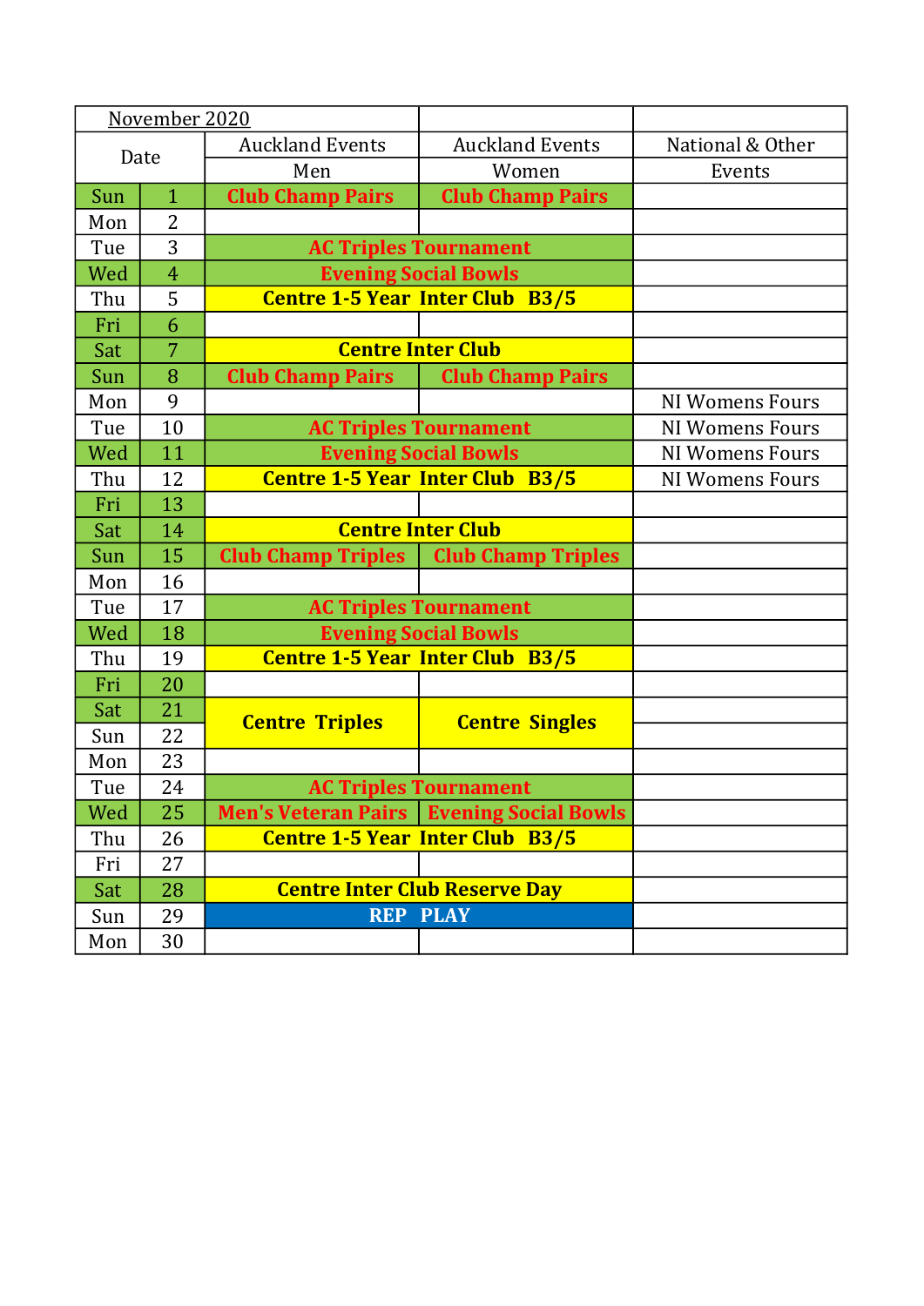| November 2020 | | | | |
|---|---|---|---|---|
| Date | | Auckland Events | Auckland Events | National & Other |
| | | Men | Women | Events |
| Sun | 1 | Club Champ Pairs | Club Champ Pairs | |
| Mon | 2 | | | |
| Tue | 3 | AC Triples Tournament | | |
| Wed | 4 | Evening Social Bowls | | |
| Thu | 5 | Centre 1-5 Year Inter Club B3/5 | | |
| Fri | 6 | | | |
| Sat | 7 | Centre Inter Club | | |
| Sun | 8 | Club Champ Pairs | Club Champ Pairs | |
| Mon | 9 | | | NI Womens Fours |
| Tue | 10 | AC Triples Tournament | | NI Womens Fours |
| Wed | 11 | Evening Social Bowls | | NI Womens Fours |
| Thu | 12 | Centre 1-5 Year Inter Club B3/5 | | NI Womens Fours |
| Fri | 13 | | | |
| Sat | 14 | Centre Inter Club | | |
| Sun | 15 | Club Champ Triples | Club Champ Triples | |
| Mon | 16 | | | |
| Tue | 17 | AC Triples Tournament | | |
| Wed | 18 | Evening Social Bowls | | |
| Thu | 19 | Centre 1-5 Year Inter Club B3/5 | | |
| Fri | 20 | | | |
| Sat | 21 | Centre Triples | Centre Singles | |
| Sun | 22 | | | |
| Mon | 23 | | | |
| Tue | 24 | AC Triples Tournament | | |
| Wed | 25 | Men's Veteran Pairs | Evening Social Bowls | |
| Thu | 26 | Centre 1-5 Year Inter Club B3/5 | | |
| Fri | 27 | | | |
| Sat | 28 | Centre Inter Club Reserve Day | | |
| Sun | 29 | REP PLAY | | |
| Mon | 30 | | | |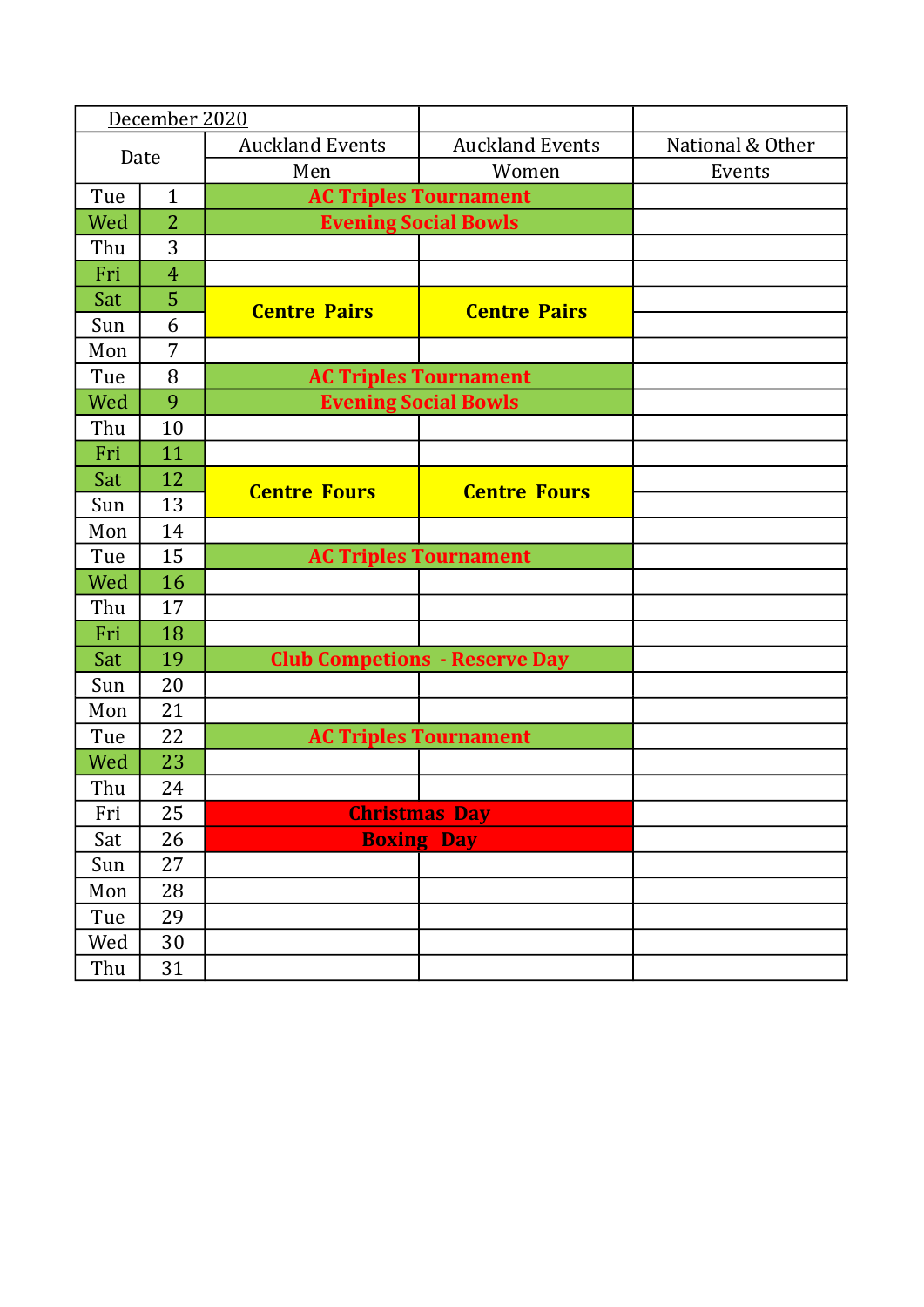| December 2020 | | | | |
|---|---|---|---|---|
| Date | | Auckland Events Men | Auckland Events Women | National & Other Events |
| Tue | 1 | **AC Triples Tournament** | | |
| Wed | 2 | **Evening Social Bowls** | | |
| Thu | 3 | | | |
| Fri | 4 | | | |
| Sat | 5 | **Centre Pairs** | **Centre Pairs** | |
| Sun | 6 | | | |
| Mon | 7 | | | |
| Tue | 8 | **AC Triples Tournament** | | |
| Wed | 9 | **Evening Social Bowls** | | |
| Thu | 10 | | | |
| Fri | 11 | | | |
| Sat | 12 | **Centre Fours** | **Centre Fours** | |
| Sun | 13 | | | |
| Mon | 14 | | | |
| Tue | 15 | **AC Triples Tournament** | | |
| Wed | 16 | | | |
| Thu | 17 | | | |
| Fri | 18 | | | |
| Sat | 19 | **Club Competions - Reserve Day** | | |
| Sun | 20 | | | |
| Mon | 21 | | | |
| Tue | 22 | **AC Triples Tournament** | | |
| Wed | 23 | | | |
| Thu | 24 | | | |
| Fri | 25 | **Christmas Day** | | |
| Sat | 26 | **Boxing Day** | | |
| Sun | 27 | | | |
| Mon | 28 | | | |
| Tue | 29 | | | |
| Wed | 30 | | | |
| Thu | 31 | | | |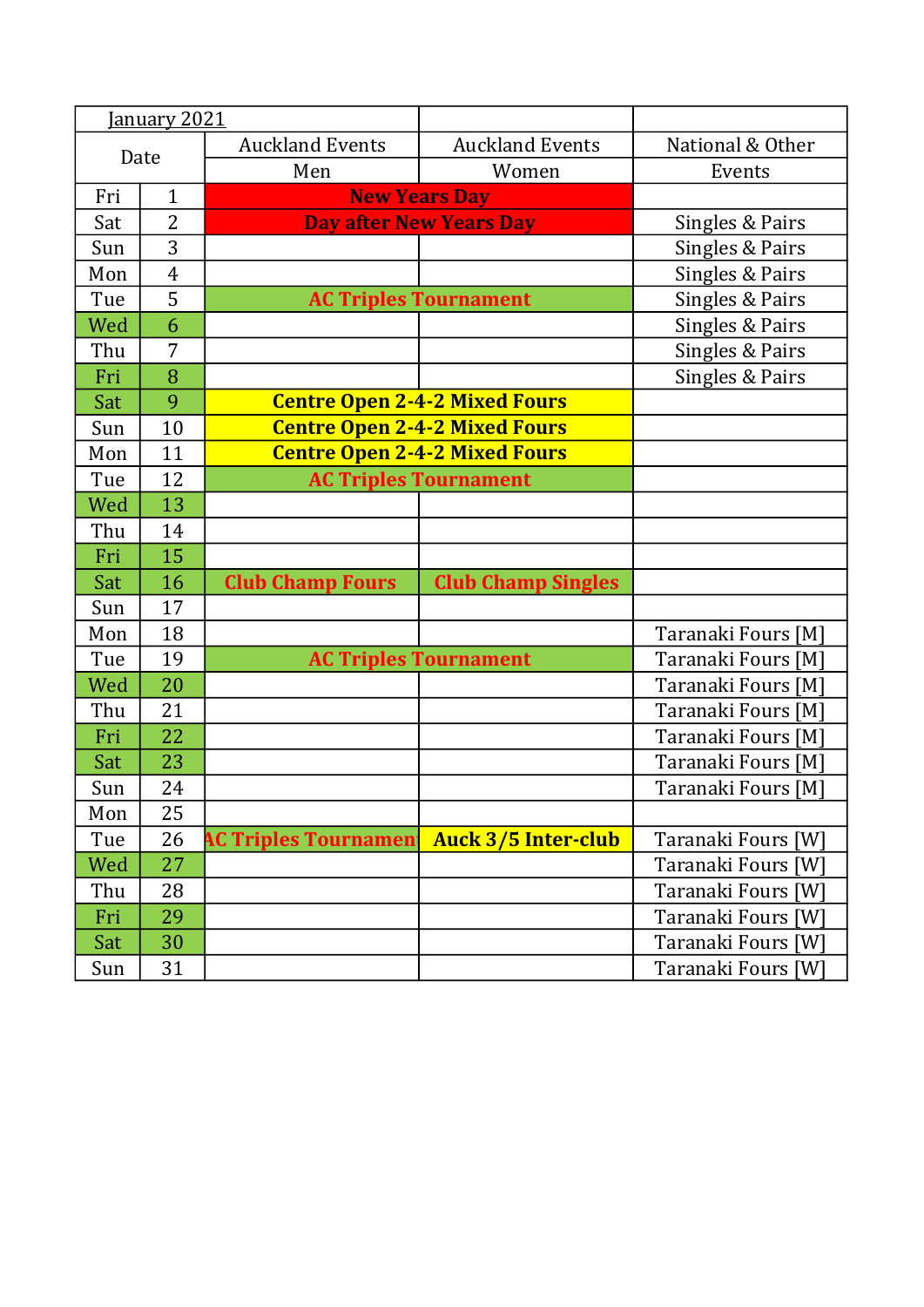| January 2021 | | | | |
|---|---|---|---|---|
| Date | | Auckland Events | Auckland Events | National & Other |
| | | Men | Women | Events |
| Fri | 1 | **New Years Day** | | |
| Sat | 2 | **Day after New Years Day** | | Singles & Pairs |
| Sun | 3 | | | Singles & Pairs |
| Mon | 4 | | | Singles & Pairs |
| Tue | 5 | **AC Triples Tournament** | | Singles & Pairs |
| Wed | 6 | | | Singles & Pairs |
| Thu | 7 | | | Singles & Pairs |
| Fri | 8 | | | Singles & Pairs |
| Sat | 9 | **Centre Open 2-4-2 Mixed Fours** | | |
| Sun | 10 | **Centre Open 2-4-2 Mixed Fours** | | |
| Mon | 11 | **Centre Open 2-4-2 Mixed Fours** | | |
| Tue | 12 | **AC Triples Tournament** | | |
| Wed | 13 | | | |
| Thu | 14 | | | |
| Fri | 15 | | | |
| Sat | 16 | **Club Champ Fours** | **Club Champ Singles** | |
| Sun | 17 | | | |
| Mon | 18 | | | Taranaki Fours [M] |
| Tue | 19 | **AC Triples Tournament** | | Taranaki Fours [M] |
| Wed | 20 | | | Taranaki Fours [M] |
| Thu | 21 | | | Taranaki Fours [M] |
| Fri | 22 | | | Taranaki Fours [M] |
| Sat | 23 | | | Taranaki Fours [M] |
| Sun | 24 | | | Taranaki Fours [M] |
| Mon | 25 | | | |
| Tue | 26 | **AC Triples Tournament** | **Auck 3/5 Inter-club** | Taranaki Fours [W] |
| Wed | 27 | | | Taranaki Fours [W] |
| Thu | 28 | | | Taranaki Fours [W] |
| Fri | 29 | | | Taranaki Fours [W] |
| Sat | 30 | | | Taranaki Fours [W] |
| Sun | 31 | | | Taranaki Fours [W] |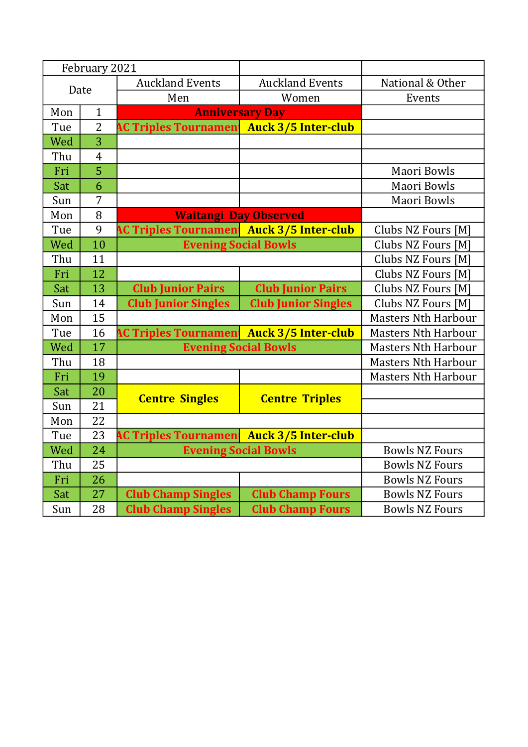| February 2021 | | | | |
|---|---|---|---|---|
| Date | | Auckland Events Men | Auckland Events Women | National & Other Events |
| Mon | 1 | **Anniversary Day** | | |
| Tue | 2 | **AC Triples Tournament** | **Auck 3/5 Inter-club** | |
| Wed | 3 | | | |
| Thu | 4 | | | |
| Fri | 5 | | | Maori Bowls |
| Sat | 6 | | | Maori Bowls |
| Sun | 7 | | | Maori Bowls |
| Mon | 8 | **Waitangi Day Observed** | | |
| Tue | 9 | **AC Triples Tournament** | **Auck 3/5 Inter-club** | Clubs NZ Fours [M] |
| Wed | 10 | **Evening Social Bowls** | | Clubs NZ Fours [M] |
| Thu | 11 | | | Clubs NZ Fours [M] |
| Fri | 12 | | | Clubs NZ Fours [M] |
| Sat | 13 | **Club Junior Pairs** | **Club Junior Pairs** | Clubs NZ Fours [M] |
| Sun | 14 | **Club Junior Singles** | **Club Junior Singles** | Clubs NZ Fours [M] |
| Mon | 15 | | | Masters Nth Harbour |
| Tue | 16 | **AC Triples Tournament** | **Auck 3/5 Inter-club** | Masters Nth Harbour |
| Wed | 17 | **Evening Social Bowls** | | Masters Nth Harbour |
| Thu | 18 | | | Masters Nth Harbour |
| Fri | 19 | | | Masters Nth Harbour |
| Sat | 20 | **Centre Singles** | **Centre Triples** | |
| Sun | 21 | | | |
| Mon | 22 | | | |
| Tue | 23 | **AC Triples Tournament** | **Auck 3/5 Inter-club** | |
| Wed | 24 | **Evening Social Bowls** | | Bowls NZ Fours |
| Thu | 25 | | | Bowls NZ Fours |
| Fri | 26 | | | Bowls NZ Fours |
| Sat | 27 | **Club Champ Singles** | **Club Champ Fours** | Bowls NZ Fours |
| Sun | 28 | **Club Champ Singles** | **Club Champ Fours** | Bowls NZ Fours |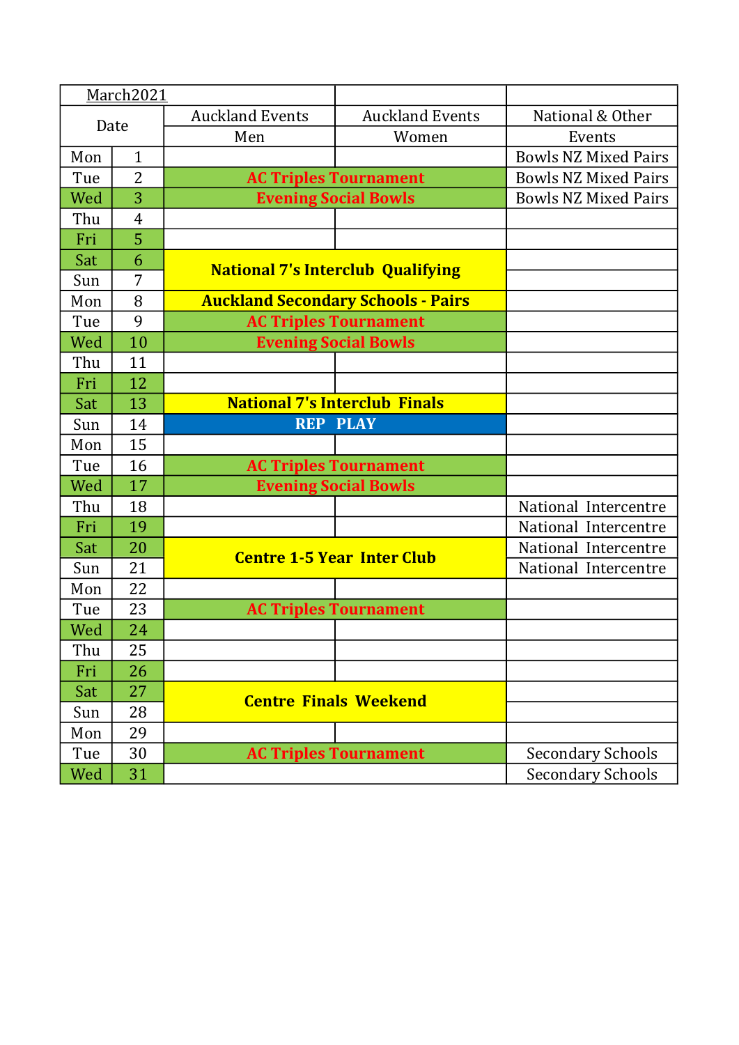| March2021 | | | | |
|---|---|---|---|---|
| Date | | Auckland Events | Auckland Events | National & Other |
| | | Men | Women | Events |
| Mon | 1 | | | Bowls NZ Mixed Pairs |
| Tue | 2 | AC Triples Tournament | | Bowls NZ Mixed Pairs |
| Wed | 3 | Evening Social Bowls | | Bowls NZ Mixed Pairs |
| Thu | 4 | | | |
| Fri | 5 | | | |
| Sat | 6 | National 7's Interclub Qualifying | | |
| Sun | 7 | | | |
| Mon | 8 | Auckland Secondary Schools - Pairs | | |
| Tue | 9 | AC Triples Tournament | | |
| Wed | 10 | Evening Social Bowls | | |
| Thu | 11 | | | |
| Fri | 12 | | | |
| Sat | 13 | National 7's Interclub Finals | | |
| Sun | 14 | REP PLAY | | |
| Mon | 15 | | | |
| Tue | 16 | AC Triples Tournament | | |
| Wed | 17 | Evening Social Bowls | | |
| Thu | 18 | | | National Intercentre |
| Fri | 19 | | | National Intercentre |
| Sat | 20 | Centre 1-5 Year Inter Club | | National Intercentre |
| Sun | 21 | | | National Intercentre |
| Mon | 22 | | | |
| Tue | 23 | AC Triples Tournament | | |
| Wed | 24 | | | |
| Thu | 25 | | | |
| Fri | 26 | | | |
| Sat | 27 | Centre Finals Weekend | | |
| Sun | 28 | | | |
| Mon | 29 | | | |
| Tue | 30 | AC Triples Tournament | | Secondary Schools |
| Wed | 31 | | | Secondary Schools |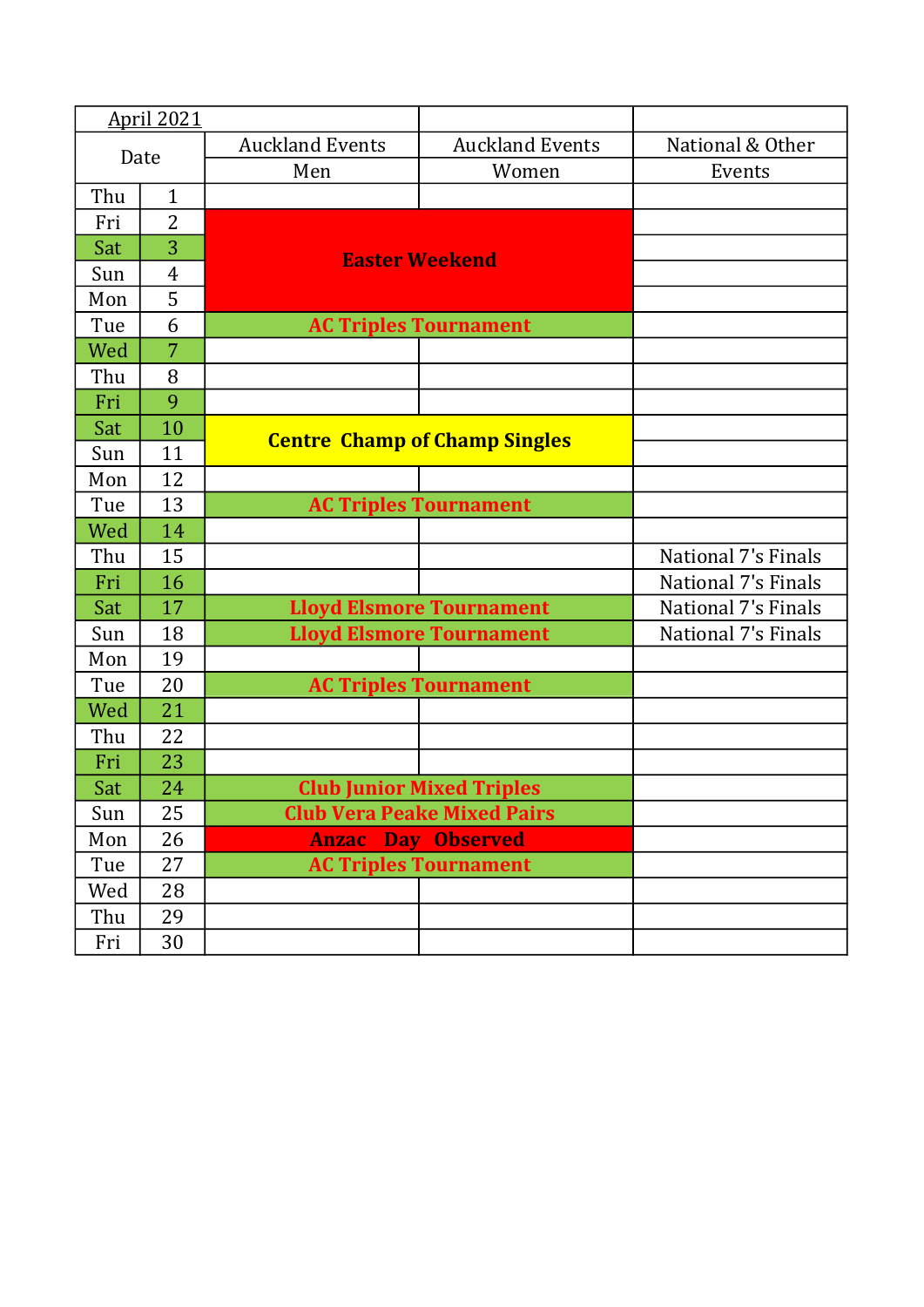| April 2021 | | | | |
|---|---|---|---|---|
| Date | | Auckland Events Men | Auckland Events Women | National & Other Events |
| Thu | 1 | | | |
| Fri | 2 | Easter Weekend | | |
| Sat | 3 | | | |
| Sun | 4 | | | |
| Mon | 5 | | | |
| Tue | 6 | **AC Triples Tournament** | | |
| Wed | 7 | | | |
| Thu | 8 | | | |
| Fri | 9 | | | |
| Sat | 10 | **Centre Champ of Champ Singles** | | |
| Sun | 11 | | | |
| Mon | 12 | | | |
| Tue | 13 | **AC Triples Tournament** | | |
| Wed | 14 | | | |
| Thu | 15 | | | National 7's Finals |
| Fri | 16 | | | National 7's Finals |
| Sat | 17 | **Lloyd Elsmore Tournament** | | National 7's Finals |
| Sun | 18 | **Lloyd Elsmore Tournament** | | National 7's Finals |
| Mon | 19 | | | |
| Tue | 20 | **AC Triples Tournament** | | |
| Wed | 21 | | | |
| Thu | 22 | | | |
| Fri | 23 | | | |
| Sat | 24 | **Club Junior Mixed Triples** | | |
| Sun | 25 | **Club Vera Peake Mixed Pairs** | | |
| Mon | 26 | **Anzac Day Observed** | | |
| Tue | 27 | **AC Triples Tournament** | | |
| Wed | 28 | | | |
| Thu | 29 | | | |
| Fri | 30 | | | |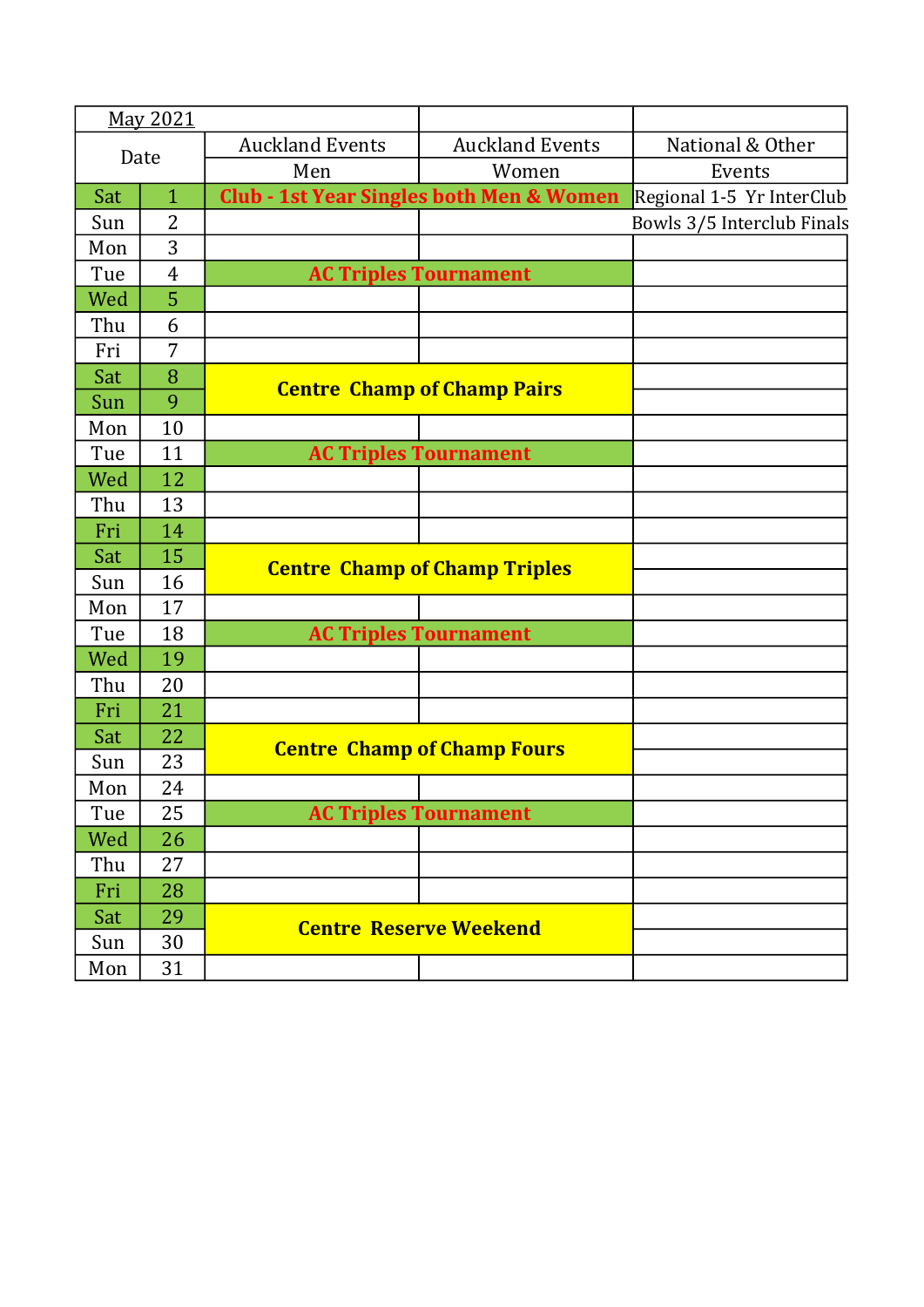| May 2021 | | | | |
|---|---|---|---|---|
| Date | | Auckland Events | Auckland Events | National & Other |
| | | Men | Women | Events |
| Sat | 1 | **Club - 1st Year Singles both Men & Women** | | Regional 1-5 Yr InterClub |
| Sun | 2 | | | Bowls 3/5 Interclub Finals |
| Mon | 3 | | | |
| Tue | 4 | **AC Triples Tournament** | | |
| Wed | 5 | | | |
| Thu | 6 | | | |
| Fri | 7 | | | |
| Sat | 8 | **Centre Champ of Champ Pairs** | | |
| Sun | 9 | | | |
| Mon | 10 | | | |
| Tue | 11 | **AC Triples Tournament** | | |
| Wed | 12 | | | |
| Thu | 13 | | | |
| Fri | 14 | | | |
| Sat | 15 | **Centre Champ of Champ Triples** | | |
| Sun | 16 | | | |
| Mon | 17 | | | |
| Tue | 18 | **AC Triples Tournament** | | |
| Wed | 19 | | | |
| Thu | 20 | | | |
| Fri | 21 | | | |
| Sat | 22 | **Centre Champ of Champ Fours** | | |
| Sun | 23 | | | |
| Mon | 24 | | | |
| Tue | 25 | **AC Triples Tournament** | | |
| Wed | 26 | | | |
| Thu | 27 | | | |
| Fri | 28 | | | |
| Sat | 29 | **Centre Reserve Weekend** | | |
| Sun | 30 | | | |
| Mon | 31 | | | |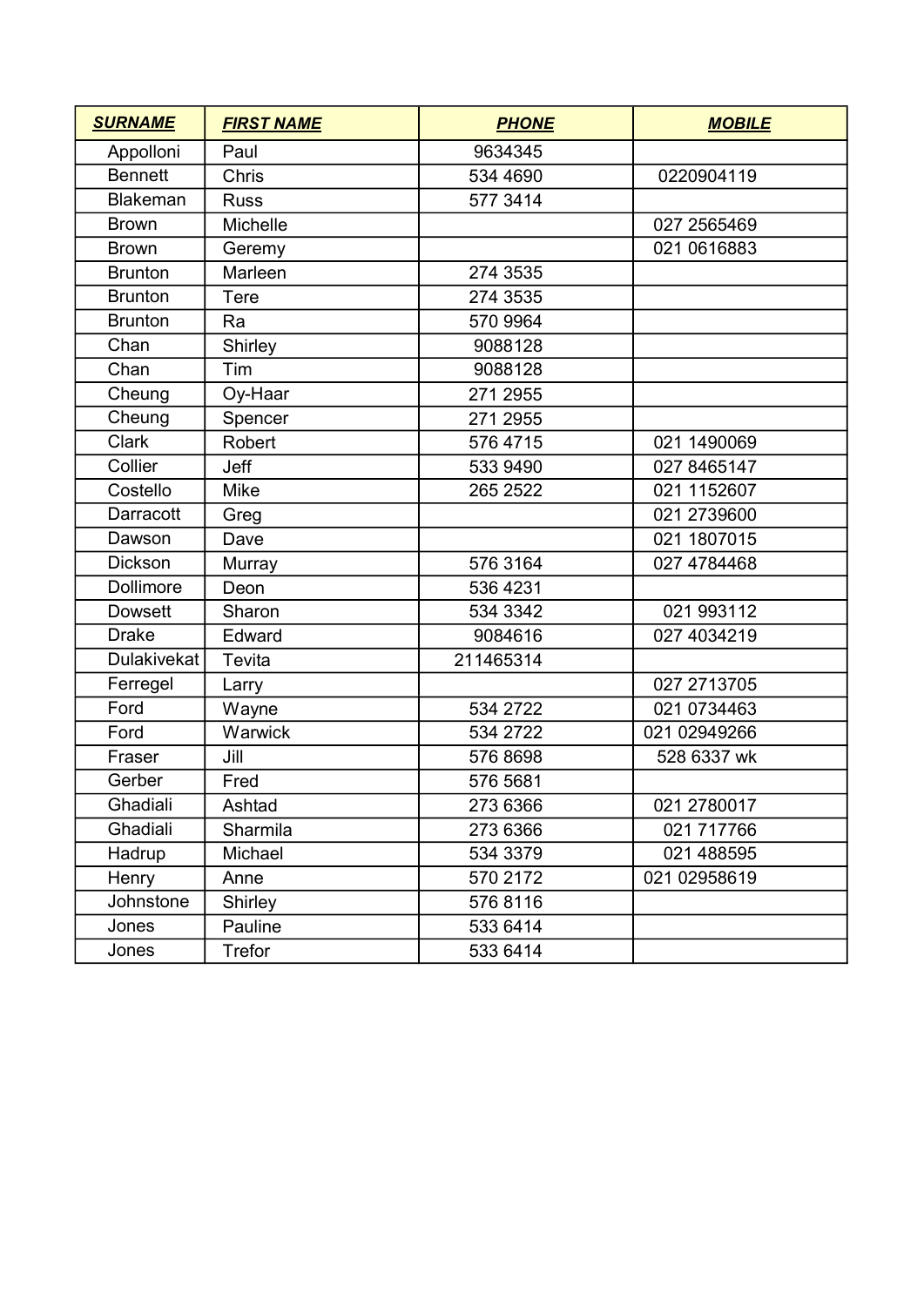| SURNAME | FIRST NAME | PHONE | MOBILE |
|---|---|---|---|
| Appolloni | Paul | 9634345 | |
| Bennett | Chris | 534 4690 | 0220904119 |
| Blakeman | Russ | 577 3414 | |
| Brown | Michelle | | 027 2565469 |
| Brown | Geremy | | 021 0616883 |
| Brunton | Marleen | 274 3535 | |
| Brunton | Tere | 274 3535 | |
| Brunton | Ra | 570 9964 | |
| Chan | Shirley | 9088128 | |
| Chan | Tim | 9088128 | |
| Cheung | Oy-Haar | 271 2955 | |
| Cheung | Spencer | 271 2955 | |
| Clark | Robert | 576 4715 | 021 1490069 |
| Collier | Jeff | 533 9490 | 027 8465147 |
| Costello | Mike | 265 2522 | 021 1152607 |
| Darracott | Greg | | 021 2739600 |
| Dawson | Dave | | 021 1807015 |
| Dickson | Murray | 576 3164 | 027 4784468 |
| Dollimore | Deon | 536 4231 | |
| Dowsett | Sharon | 534 3342 | 021 993112 |
| Drake | Edward | 9084616 | 027 4034219 |
| Dulakivekat | Tevita | 211465314 | |
| Ferregel | Larry | | 027 2713705 |
| Ford | Wayne | 534 2722 | 021 0734463 |
| Ford | Warwick | 534 2722 | 021 02949266 |
| Fraser | Jill | 576 8698 | 528 6337 wk |
| Gerber | Fred | 576 5681 | |
| Ghadiali | Ashtad | 273 6366 | 021 2780017 |
| Ghadiali | Sharmila | 273 6366 | 021 717766 |
| Hadrup | Michael | 534 3379 | 021 488595 |
| Henry | Anne | 570 2172 | 021 02958619 |
| Johnstone | Shirley | 576 8116 | |
| Jones | Pauline | 533 6414 | |
| Jones | Trefor | 533 6414 | |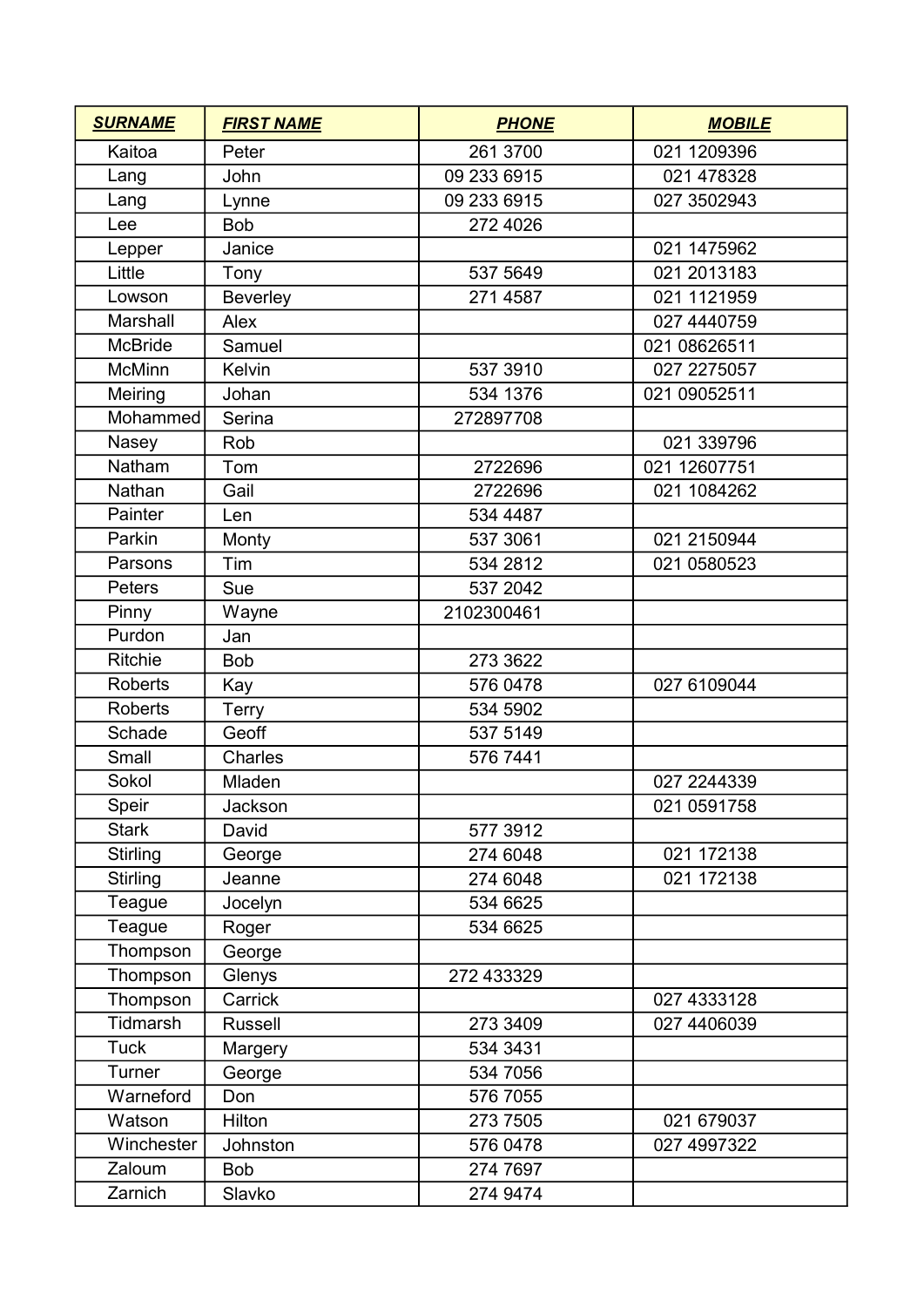| ***SURNAME*** | ***FIRST NAME*** | ***PHONE*** | ***MOBILE*** |
|---|---|---|---|
| Kaitoa | Peter | 261 3700 | 021 1209396 |
| Lang | John | 09 233 6915 | 021 478328 |
| Lang | Lynne | 09 233 6915 | 027 3502943 |
| Lee | Bob | 272 4026 | |
| Lepper | Janice | | 021 1475962 |
| Little | Tony | 537 5649 | 021 2013183 |
| Lowson | Beverley | 271 4587 | 021 1121959 |
| Marshall | Alex | | 027 4440759 |
| McBride | Samuel | | 021 08626511 |
| McMinn | Kelvin | 537 3910 | 027 2275057 |
| Meiring | Johan | 534 1376 | 021 09052511 |
| Mohammed | Serina | 272897708 | |
| Nasey | Rob | | 021 339796 |
| Natham | Tom | 2722696 | 021 12607751 |
| Nathan | Gail | 2722696 | 021 1084262 |
| Painter | Len | 534 4487 | |
| Parkin | Monty | 537 3061 | 021 2150944 |
| Parsons | Tim | 534 2812 | 021 0580523 |
| Peters | Sue | 537 2042 | |
| Pinny | Wayne | 2102300461 | |
| Purdon | Jan | | |
| Ritchie | Bob | 273 3622 | |
| Roberts | Kay | 576 0478 | 027 6109044 |
| Roberts | Terry | 534 5902 | |
| Schade | Geoff | 537 5149 | |
| Small | Charles | 576 7441 | |
| Sokol | Mladen | | 027 2244339 |
| Speir | Jackson | | 021 0591758 |
| Stark | David | 577 3912 | |
| Stirling | George | 274 6048 | 021 172138 |
| Stirling | Jeanne | 274 6048 | 021 172138 |
| Teague | Jocelyn | 534 6625 | |
| Teague | Roger | 534 6625 | |
| Thompson | George | | |
| Thompson | Glenys | 272 433329 | |
| Thompson | Carrick | | 027 4333128 |
| Tidmarsh | Russell | 273 3409 | 027 4406039 |
| Tuck | Margery | 534 3431 | |
| Turner | George | 534 7056 | |
| Warneford | Don | 576 7055 | |
| Watson | Hilton | 273 7505 | 021 679037 |
| Winchester | Johnston | 576 0478 | 027 4997322 |
| Zaloum | Bob | 274 7697 | |
| Zarnich | Slavko | 274 9474 | |